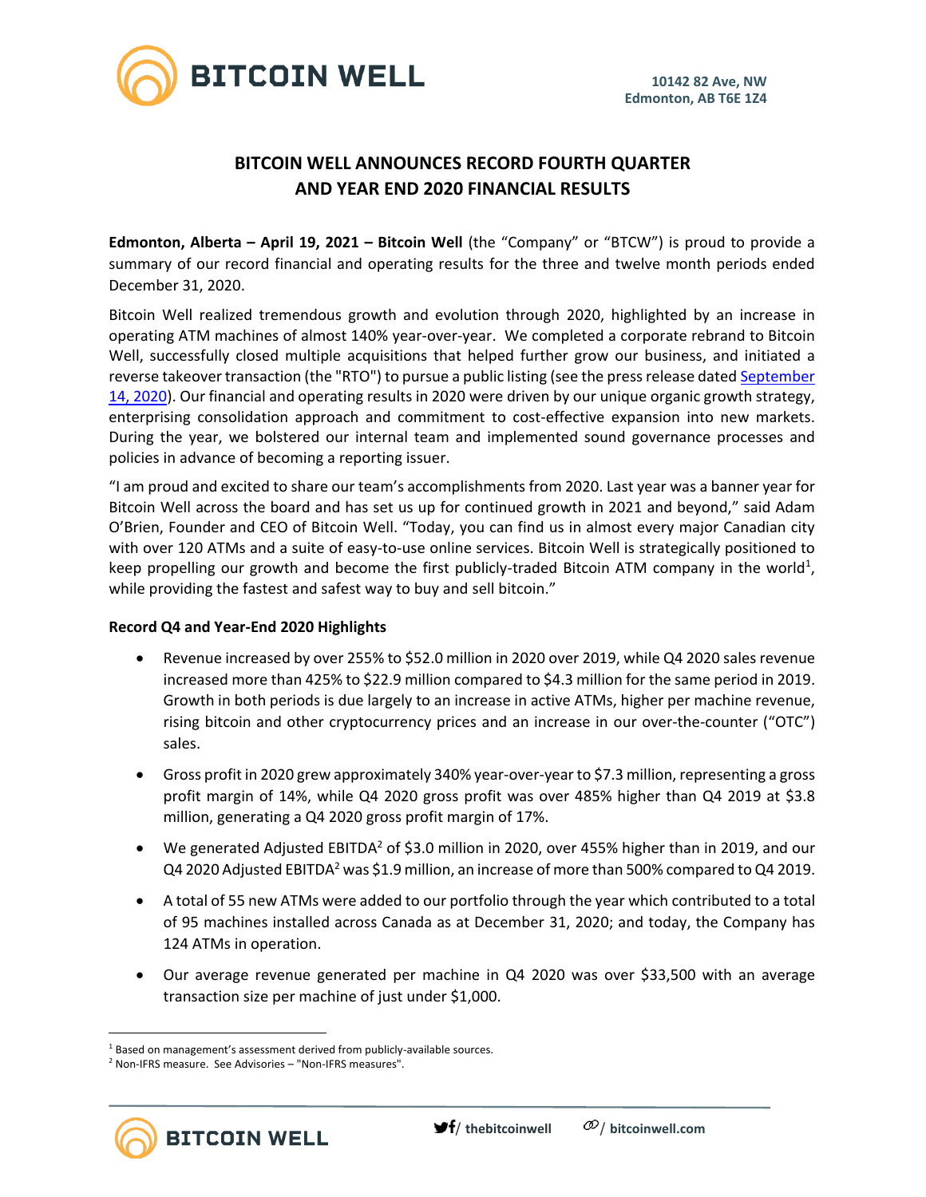# BITCOIN WELL ANNOUNCES RECORD FOURTH QUARTER AND YEAR END 2020 FINANCIAL RESULTS

**Edmonton, Alberta – April 19, 2021 – Bitcoin Well** (the "Company" or "BTCW") is proud to provide a summary of our record financial and operating results for the three and twelve month periods ended December 31, 2020.

Bitcoin Well realized tremendous growth and evolution through 2020, highlighted by an increase in operating ATM machines of almost 140% year-over-year. We completed a corporate rebrand to Bitcoin Well, successfully closed multiple acquisitions that helped further grow our business, and initiated a reverse takeover transaction (the "RTO") to pursue a public listing (see the press release dated September 14, 2020). Our financial and operating results in 2020 were driven by our unique organic growth strategy, enterprising consolidation approach and commitment to cost-effective expansion into new markets. During the year, we bolstered our internal team and implemented sound governance processes and policies in advance of becoming a reporting issuer.

"I am proud and excited to share our team's accomplishments from 2020. Last year was a banner year for Bitcoin Well across the board and has set us up for continued growth in 2021 and beyond," said Adam O'Brien, Founder and CEO of Bitcoin Well. "Today, you can find us in almost every major Canadian city with over 120 ATMs and a suite of easy-to-use online services. Bitcoin Well is strategically positioned to keep propelling our growth and become the first publicly-traded Bitcoin ATM company in the world[1], while providing the fastest and safest way to buy and sell bitcoin."

**Record Q4 and Year-End 2020 Highlights**

- Revenue increased by over 255% to $52.0 million in 2020 over 2019, while Q4 2020 sales revenue increased more than 425% to $22.9 million compared to $4.3 million for the same period in 2019. Growth in both periods is due largely to an increase in active ATMs, higher per machine revenue, rising bitcoin and other cryptocurrency prices and an increase in our over-the-counter ("OTC") sales.
- Gross profit in 2020 grew approximately 340% year-over-year to $7.3 million, representing a gross profit margin of 14%, while Q4 2020 gross profit was over 485% higher than Q4 2019 at $3.8 million, generating a Q4 2020 gross profit margin of 17%.
- We generated Adjusted EBITDA[2] of $3.0 million in 2020, over 455% higher than in 2019, and our Q4 2020 Adjusted EBITDA[2] was $1.9 million, an increase of more than 500% compared to Q4 2019.
- A total of 55 new ATMs were added to our portfolio through the year which contributed to a total of 95 machines installed across Canada as at December 31, 2020; and today, the Company has 124 ATMs in operation.
- Our average revenue generated per machine in Q4 2020 was over $33,500 with an average transaction size per machine of just under $1,000.

[1] Based on management's assessment derived from publicly-available sources.
[2] Non-IFRS measure. See Advisories – "Non-IFRS measures".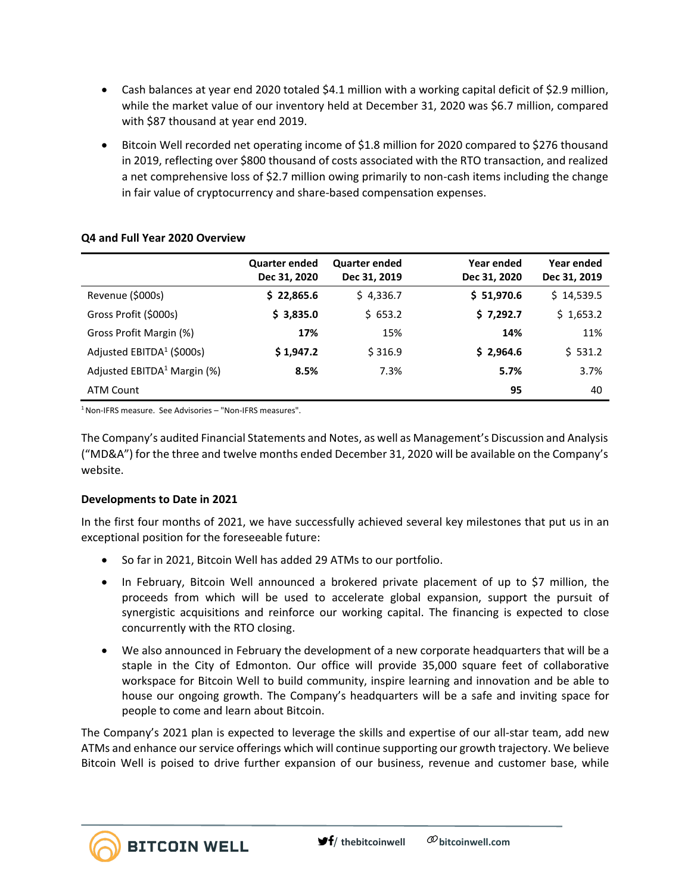- Cash balances at year end 2020 totaled $4.1 million with a working capital deficit of $2.9 million, while the market value of our inventory held at December 31, 2020 was $6.7 million, compared with $87 thousand at year end 2019.
- Bitcoin Well recorded net operating income of $1.8 million for 2020 compared to $276 thousand in 2019, reflecting over $800 thousand of costs associated with the RTO transaction, and realized a net comprehensive loss of $2.7 million owing primarily to non-cash items including the change in fair value of cryptocurrency and share-based compensation expenses.

**Q4 and Full Year 2020 Overview**

| | **Quarter ended Dec 31, 2020** | **Quarter ended Dec 31, 2019** | **Year ended Dec 31, 2020** | **Year ended Dec 31, 2019** |
|---|---|---|---|---|
| Revenue ($000s) | **$ 22,865.6** | $ 4,336.7 | **$ 51,970.6** | $ 14,539.5 |
| Gross Profit ($000s) | **$ 3,835.0** | $ 653.2 | **$ 7,292.7** | $ 1,653.2 |
| Gross Profit Margin (%) | **17%** | 15% | **14%** | 11% |
| Adjusted EBITDA[1] ($000s) | **$ 1,947.2** | $ 316.9 | **$ 2,964.6** | $ 531.2 |
| Adjusted EBITDA[1] Margin (%) | **8.5%** | 7.3% | **5.7%** | 3.7% |
| ATM Count | | | **95** | 40 |

[1] Non-IFRS measure. See Advisories – "Non-IFRS measures".

The Company's audited Financial Statements and Notes, as well as Management's Discussion and Analysis ("MD&A") for the three and twelve months ended December 31, 2020 will be available on the Company's website.

**Developments to Date in 2021**

In the first four months of 2021, we have successfully achieved several key milestones that put us in an exceptional position for the foreseeable future:

- So far in 2021, Bitcoin Well has added 29 ATMs to our portfolio.
- In February, Bitcoin Well announced a brokered private placement of up to $7 million, the proceeds from which will be used to accelerate global expansion, support the pursuit of synergistic acquisitions and reinforce our working capital. The financing is expected to close concurrently with the RTO closing.
- We also announced in February the development of a new corporate headquarters that will be a staple in the City of Edmonton. Our office will provide 35,000 square feet of collaborative workspace for Bitcoin Well to build community, inspire learning and innovation and be able to house our ongoing growth. The Company's headquarters will be a safe and inviting space for people to come and learn about Bitcoin.

The Company's 2021 plan is expected to leverage the skills and expertise of our all-star team, add new ATMs and enhance our service offerings which will continue supporting our growth trajectory. We believe Bitcoin Well is poised to drive further expansion of our business, revenue and customer base, while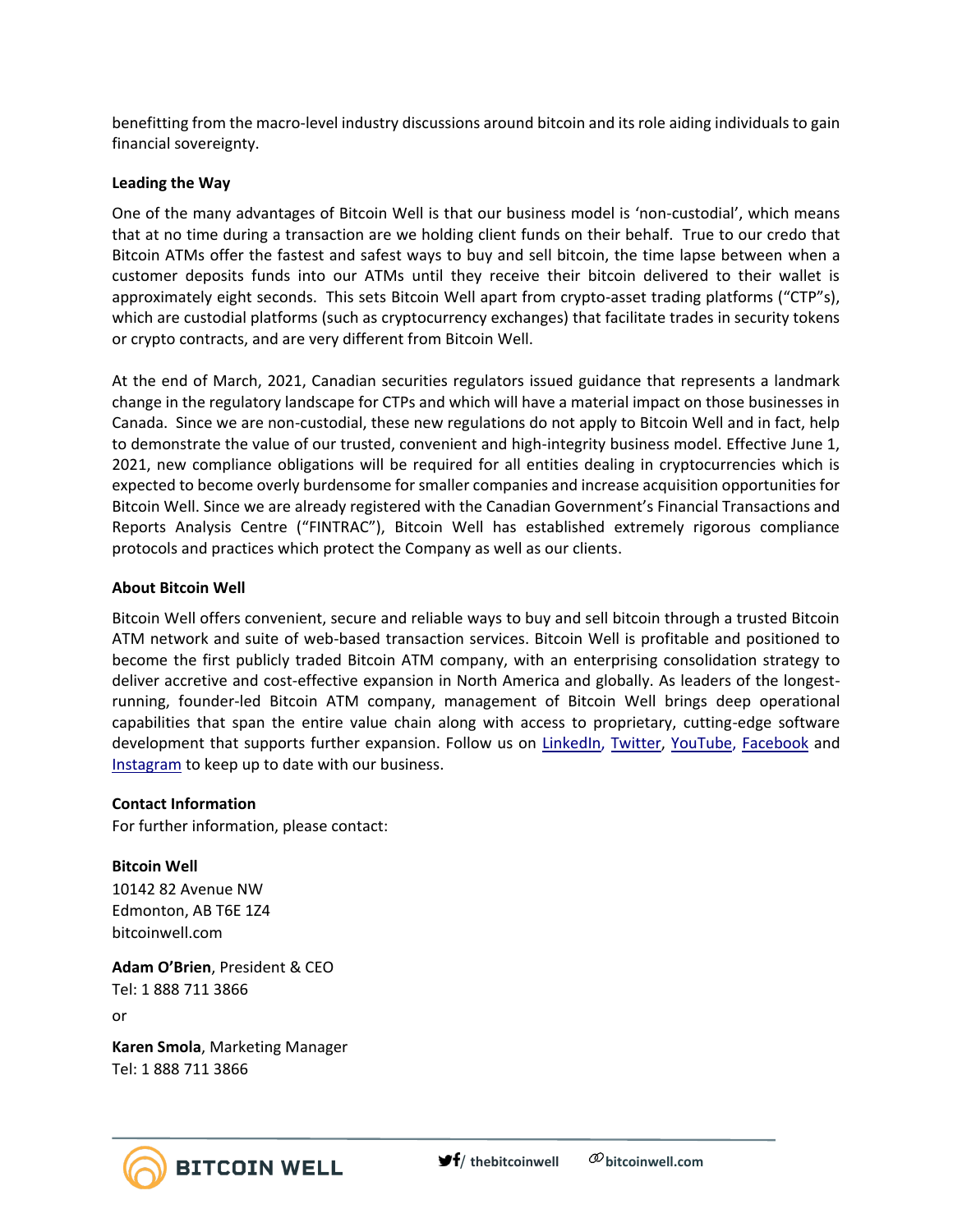benefitting from the macro-level industry discussions around bitcoin and its role aiding individuals to gain financial sovereignty.

**Leading the Way**

One of the many advantages of Bitcoin Well is that our business model is 'non-custodial', which means that at no time during a transaction are we holding client funds on their behalf. True to our credo that Bitcoin ATMs offer the fastest and safest ways to buy and sell bitcoin, the time lapse between when a customer deposits funds into our ATMs until they receive their bitcoin delivered to their wallet is approximately eight seconds. This sets Bitcoin Well apart from crypto-asset trading platforms ("CTP"s), which are custodial platforms (such as cryptocurrency exchanges) that facilitate trades in security tokens or crypto contracts, and are very different from Bitcoin Well.

At the end of March, 2021, Canadian securities regulators issued guidance that represents a landmark change in the regulatory landscape for CTPs and which will have a material impact on those businesses in Canada. Since we are non-custodial, these new regulations do not apply to Bitcoin Well and in fact, help to demonstrate the value of our trusted, convenient and high-integrity business model. Effective June 1, 2021, new compliance obligations will be required for all entities dealing in cryptocurrencies which is expected to become overly burdensome for smaller companies and increase acquisition opportunities for Bitcoin Well. Since we are already registered with the Canadian Government's Financial Transactions and Reports Analysis Centre ("FINTRAC"), Bitcoin Well has established extremely rigorous compliance protocols and practices which protect the Company as well as our clients.

**About Bitcoin Well**

Bitcoin Well offers convenient, secure and reliable ways to buy and sell bitcoin through a trusted Bitcoin ATM network and suite of web-based transaction services. Bitcoin Well is profitable and positioned to become the first publicly traded Bitcoin ATM company, with an enterprising consolidation strategy to deliver accretive and cost-effective expansion in North America and globally. As leaders of the longest-running, founder-led Bitcoin ATM company, management of Bitcoin Well brings deep operational capabilities that span the entire value chain along with access to proprietary, cutting-edge software development that supports further expansion. Follow us on LinkedIn, Twitter, YouTube, Facebook and Instagram to keep up to date with our business.

**Contact Information**

For further information, please contact:

**Bitcoin Well**
10142 82 Avenue NW
Edmonton, AB T6E 1Z4
bitcoinwell.com

**Adam O'Brien**, President & CEO
Tel: 1 888 711 3866

or

**Karen Smola**, Marketing Manager
Tel: 1 888 711 3866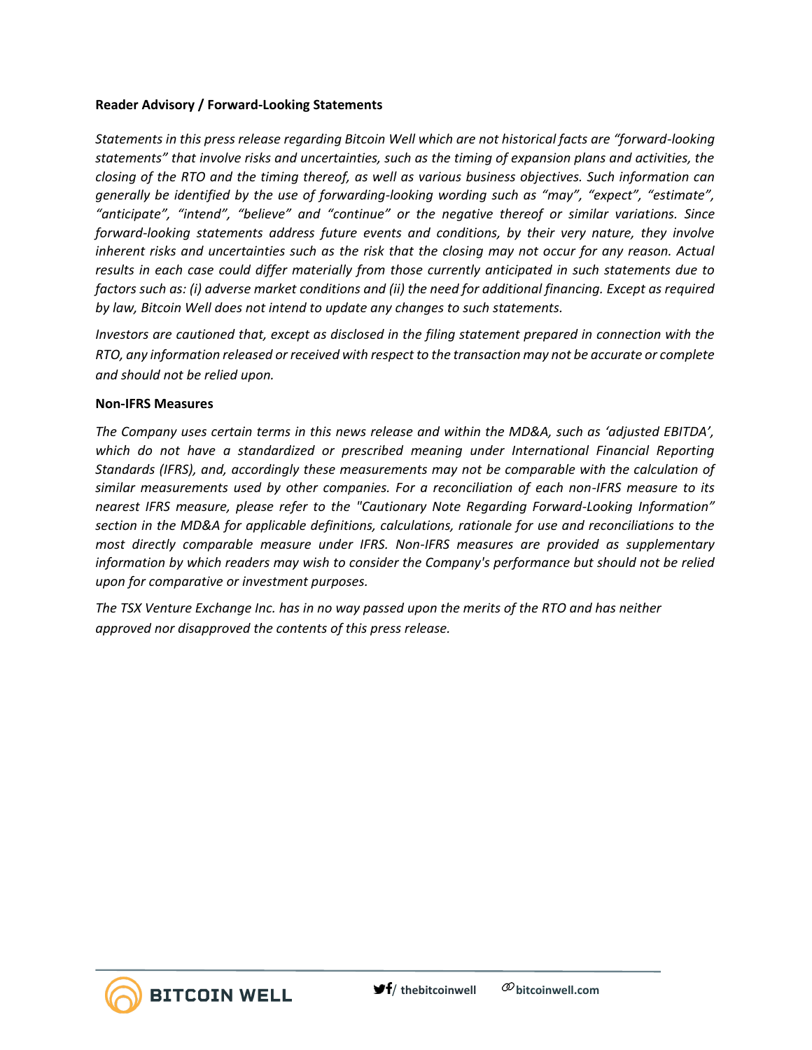**Reader Advisory / Forward-Looking Statements**

*Statements in this press release regarding Bitcoin Well which are not historical facts are "forward-looking statements" that involve risks and uncertainties, such as the timing of expansion plans and activities, the closing of the RTO and the timing thereof, as well as various business objectives. Such information can generally be identified by the use of forwarding-looking wording such as "may", "expect", "estimate", "anticipate", "intend", "believe" and "continue" or the negative thereof or similar variations. Since forward-looking statements address future events and conditions, by their very nature, they involve inherent risks and uncertainties such as the risk that the closing may not occur for any reason. Actual results in each case could differ materially from those currently anticipated in such statements due to factors such as: (i) adverse market conditions and (ii) the need for additional financing. Except as required by law, Bitcoin Well does not intend to update any changes to such statements.*

*Investors are cautioned that, except as disclosed in the filing statement prepared in connection with the RTO, any information released or received with respect to the transaction may not be accurate or complete and should not be relied upon.*

**Non-IFRS Measures**

*The Company uses certain terms in this news release and within the MD&A, such as 'adjusted EBITDA', which do not have a standardized or prescribed meaning under International Financial Reporting Standards (IFRS), and, accordingly these measurements may not be comparable with the calculation of similar measurements used by other companies. For a reconciliation of each non-IFRS measure to its nearest IFRS measure, please refer to the "Cautionary Note Regarding Forward-Looking Information" section in the MD&A for applicable definitions, calculations, rationale for use and reconciliations to the most directly comparable measure under IFRS. Non-IFRS measures are provided as supplementary information by which readers may wish to consider the Company's performance but should not be relied upon for comparative or investment purposes.*

*The TSX Venture Exchange Inc. has in no way passed upon the merits of the RTO and has neither approved nor disapproved the contents of this press release.*